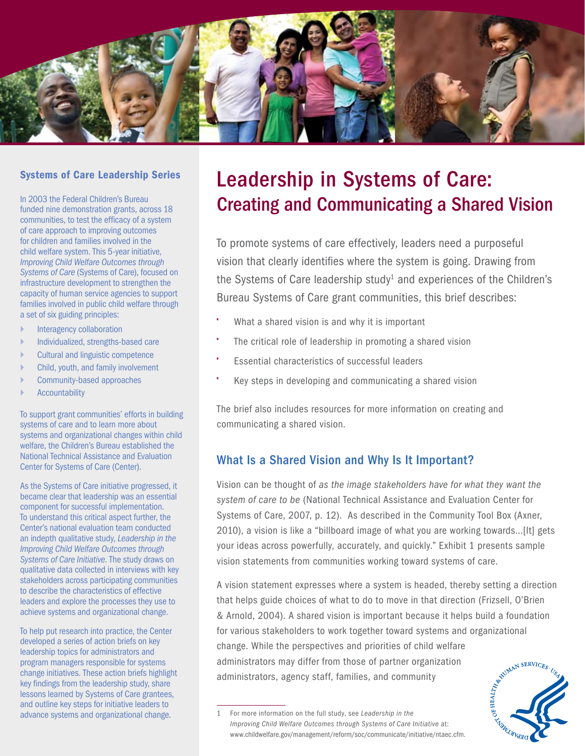# Leadership in Systems of Care: Creating and Communicating a Shared Vision

To promote systems of care effectively, leaders need a purposeful vision that clearly identifies where the system is going. Drawing from the Systems of Care leadership study[1] and experiences of the Children's Bureau Systems of Care grant communities, this brief describes:

- What a shared vision is and why it is important
- The critical role of leadership in promoting a shared vision
- Essential characteristics of successful leaders
- Key steps in developing and communicating a shared vision

The brief also includes resources for more information on creating and communicating a shared vision.

## What Is a Shared Vision and Why Is It Important?

Vision can be thought of *as the image stakeholders have for what they want the system of care to be* (National Technical Assistance and Evaluation Center for Systems of Care, 2007, p. 12). As described in the Community Tool Box (Axner, 2010), a vision is like a "billboard image of what you are working towards...[It] gets your ideas across powerfully, accurately, and quickly." Exhibit 1 presents sample vision statements from communities working toward systems of care.

A vision statement expresses where a system is headed, thereby setting a direction that helps guide choices of what to do to move in that direction (Frizsell, O'Brien & Arnold, 2004). A shared vision is important because it helps build a foundation for various stakeholders to work together toward systems and organizational change. While the perspectives and priorities of child welfare administrators may differ from those of partner organization administrators, agency staff, families, and community

### Systems of Care Leadership Series

In 2003 the Federal Children's Bureau funded nine demonstration grants, across 18 communities, to test the efficacy of a system of care approach to improving outcomes for children and families involved in the child welfare system. This 5-year initiative, *Improving Child Welfare Outcomes through Systems of Care* (Systems of Care), focused on infrastructure development to strengthen the capacity of human service agencies to support families involved in public child welfare through a set of six guiding principles:

- Interagency collaboration
- Individualized, strengths-based care
- Cultural and linguistic competence
- Child, youth, and family involvement
- Community-based approaches
- Accountability

To support grant communities' efforts in building systems of care and to learn more about systems and organizational changes within child welfare, the Children's Bureau established the National Technical Assistance and Evaluation Center for Systems of Care (Center).

As the Systems of Care initiative progressed, it became clear that leadership was an essential component for successful implementation. To understand this critical aspect further, the Center's national evaluation team conducted an indepth qualitative study, *Leadership in the Improving Child Welfare Outcomes through Systems of Care Initiative*. The study draws on qualitative data collected in interviews with key stakeholders across participating communities to describe the characteristics of effective leaders and explore the processes they use to achieve systems and organizational change.

To help put research into practice, the Center developed a series of action briefs on key leadership topics for administrators and program managers responsible for systems change initiatives. These action briefs highlight key findings from the leadership study, share lessons learned by Systems of Care grantees, and outline key steps for initiative leaders to advance systems and organizational change.

---

1 For more information on the full study, see *Leadership in the Improving Child Welfare Outcomes through Systems of Care Initiative* at: www.childwelfare.gov/management/reform/soc/communicate/initiative/ntaec.cfm.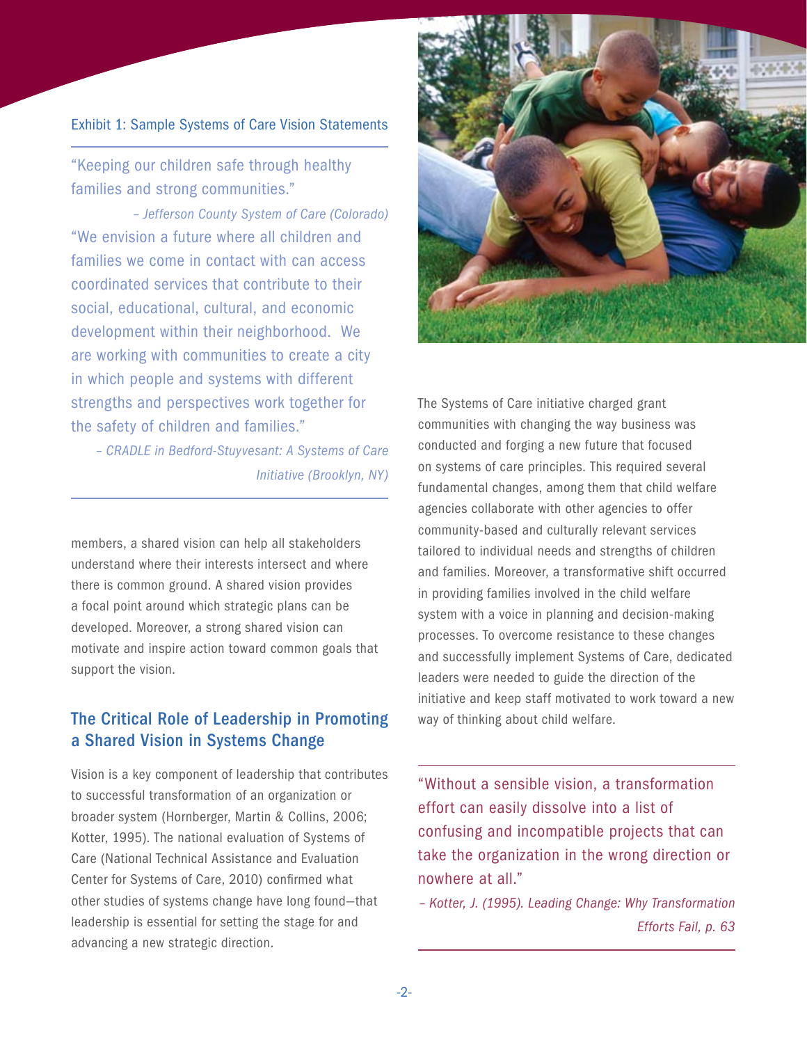Exhibit 1: Sample Systems of Care Vision Statements

"Keeping our children safe through healthy families and strong communities."

*– Jefferson County System of Care (Colorado)*

"We envision a future where all children and families we come in contact with can access coordinated services that contribute to their social, educational, cultural, and economic development within their neighborhood. We are working with communities to create a city in which people and systems with different strengths and perspectives work together for the safety of children and families."

*– CRADLE in Bedford-Stuyvesant: A Systems of Care Initiative (Brooklyn, NY)*

members, a shared vision can help all stakeholders understand where their interests intersect and where there is common ground. A shared vision provides a focal point around which strategic plans can be developed. Moreover, a strong shared vision can motivate and inspire action toward common goals that support the vision.

## The Critical Role of Leadership in Promoting a Shared Vision in Systems Change

Vision is a key component of leadership that contributes to successful transformation of an organization or broader system (Hornberger, Martin & Collins, 2006; Kotter, 1995). The national evaluation of Systems of Care (National Technical Assistance and Evaluation Center for Systems of Care, 2010) confirmed what other studies of systems change have long found—that leadership is essential for setting the stage for and advancing a new strategic direction.

The Systems of Care initiative charged grant communities with changing the way business was conducted and forging a new future that focused on systems of care principles. This required several fundamental changes, among them that child welfare agencies collaborate with other agencies to offer community-based and culturally relevant services tailored to individual needs and strengths of children and families. Moreover, a transformative shift occurred in providing families involved in the child welfare system with a voice in planning and decision-making processes. To overcome resistance to these changes and successfully implement Systems of Care, dedicated leaders were needed to guide the direction of the initiative and keep staff motivated to work toward a new way of thinking about child welfare.

"Without a sensible vision, a transformation effort can easily dissolve into a list of confusing and incompatible projects that can take the organization in the wrong direction or nowhere at all."

*– Kotter, J. (1995). Leading Change: Why Transformation Efforts Fail, p. 63*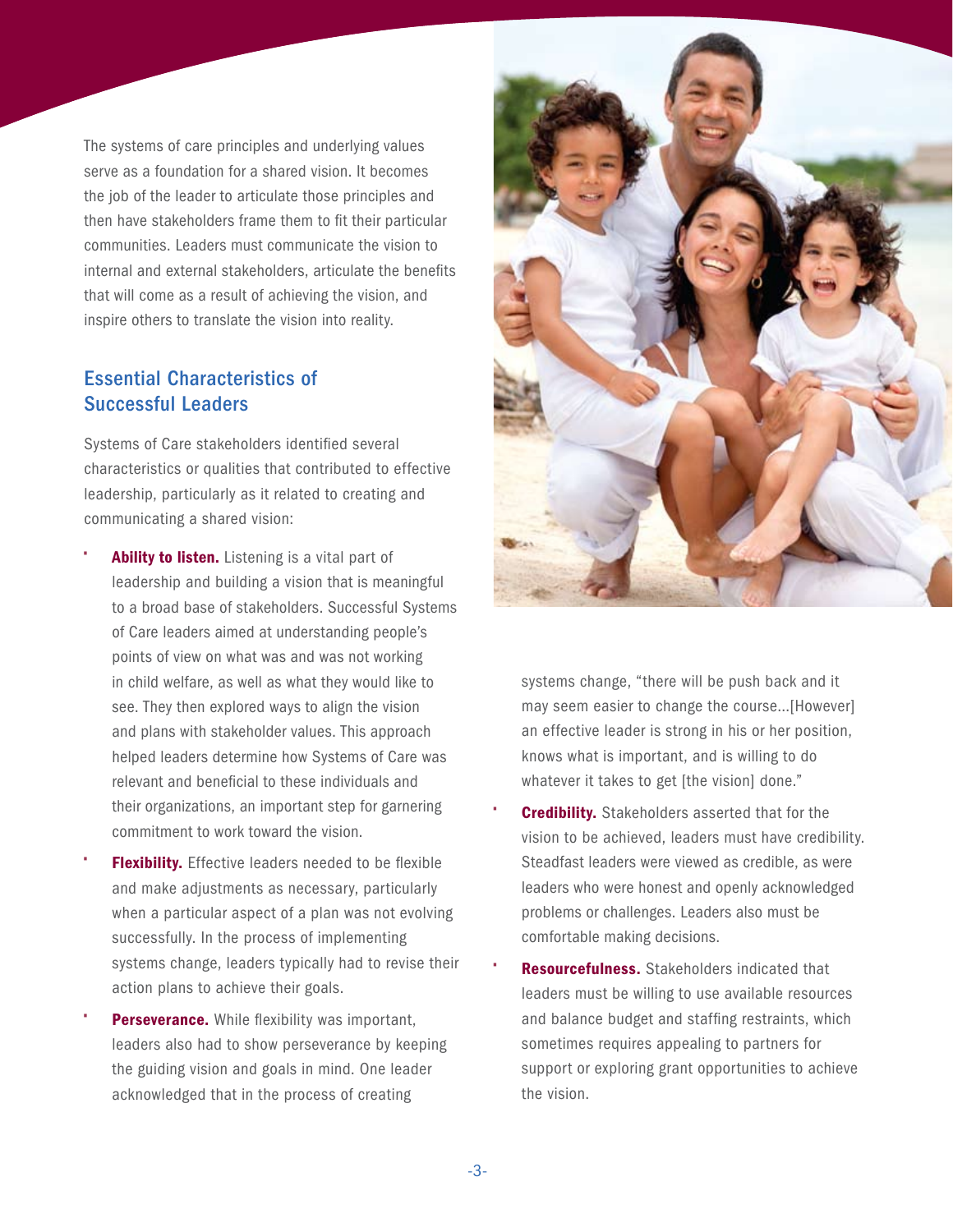The systems of care principles and underlying values serve as a foundation for a shared vision. It becomes the job of the leader to articulate those principles and then have stakeholders frame them to fit their particular communities. Leaders must communicate the vision to internal and external stakeholders, articulate the benefits that will come as a result of achieving the vision, and inspire others to translate the vision into reality.

## Essential Characteristics of Successful Leaders

Systems of Care stakeholders identified several characteristics or qualities that contributed to effective leadership, particularly as it related to creating and communicating a shared vision:

- **Ability to listen.** Listening is a vital part of leadership and building a vision that is meaningful to a broad base of stakeholders. Successful Systems of Care leaders aimed at understanding people's points of view on what was and was not working in child welfare, as well as what they would like to see. They then explored ways to align the vision and plans with stakeholder values. This approach helped leaders determine how Systems of Care was relevant and beneficial to these individuals and their organizations, an important step for garnering commitment to work toward the vision.
- **Flexibility.** Effective leaders needed to be flexible and make adjustments as necessary, particularly when a particular aspect of a plan was not evolving successfully. In the process of implementing systems change, leaders typically had to revise their action plans to achieve their goals.
- **Perseverance.** While flexibility was important, leaders also had to show perseverance by keeping the guiding vision and goals in mind. One leader acknowledged that in the process of creating systems change, "there will be push back and it may seem easier to change the course…[However] an effective leader is strong in his or her position, knows what is important, and is willing to do whatever it takes to get [the vision] done."
- **Credibility.** Stakeholders asserted that for the vision to be achieved, leaders must have credibility. Steadfast leaders were viewed as credible, as were leaders who were honest and openly acknowledged problems or challenges. Leaders also must be comfortable making decisions.
- **Resourcefulness.** Stakeholders indicated that leaders must be willing to use available resources and balance budget and staffing restraints, which sometimes requires appealing to partners for support or exploring grant opportunities to achieve the vision.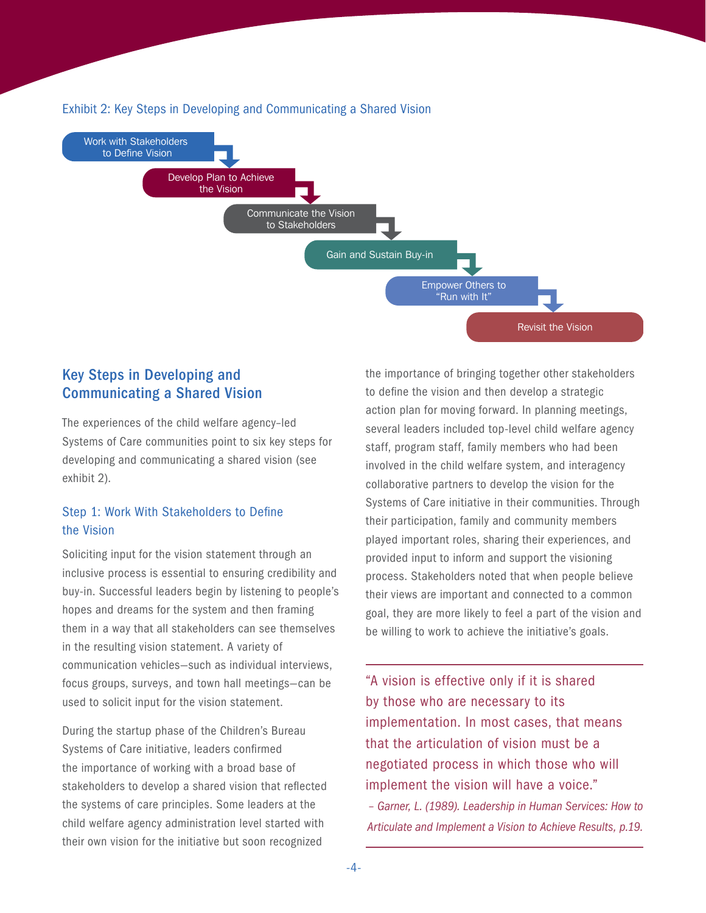Exhibit 2: Key Steps in Developing and Communicating a Shared Vision

1. Work with Stakeholders to Define Vision
2. Develop Plan to Achieve the Vision
3. Communicate the Vision to Stakeholders
4. Gain and Sustain Buy-in
5. Empower Others to "Run with It"
6. Revisit the Vision

## Key Steps in Developing and Communicating a Shared Vision

The experiences of the child welfare agency–led Systems of Care communities point to six key steps for developing and communicating a shared vision (see exhibit 2).

### Step 1: Work With Stakeholders to Define the Vision

Soliciting input for the vision statement through an inclusive process is essential to ensuring credibility and buy-in. Successful leaders begin by listening to people's hopes and dreams for the system and then framing them in a way that all stakeholders can see themselves in the resulting vision statement. A variety of communication vehicles—such as individual interviews, focus groups, surveys, and town hall meetings—can be used to solicit input for the vision statement.

During the startup phase of the Children's Bureau Systems of Care initiative, leaders confirmed the importance of working with a broad base of stakeholders to develop a shared vision that reflected the systems of care principles. Some leaders at the child welfare agency administration level started with their own vision for the initiative but soon recognized the importance of bringing together other stakeholders to define the vision and then develop a strategic action plan for moving forward. In planning meetings, several leaders included top-level child welfare agency staff, program staff, family members who had been involved in the child welfare system, and interagency collaborative partners to develop the vision for the Systems of Care initiative in their communities. Through their participation, family and community members played important roles, sharing their experiences, and provided input to inform and support the visioning process. Stakeholders noted that when people believe their views are important and connected to a common goal, they are more likely to feel a part of the vision and be willing to work to achieve the initiative's goals.

> "A vision is effective only if it is shared by those who are necessary to its implementation. In most cases, that means that the articulation of vision must be a negotiated process in which those who will implement the vision will have a voice."
>
> *– Garner, L. (1989). Leadership in Human Services: How to Articulate and Implement a Vision to Achieve Results, p.19.*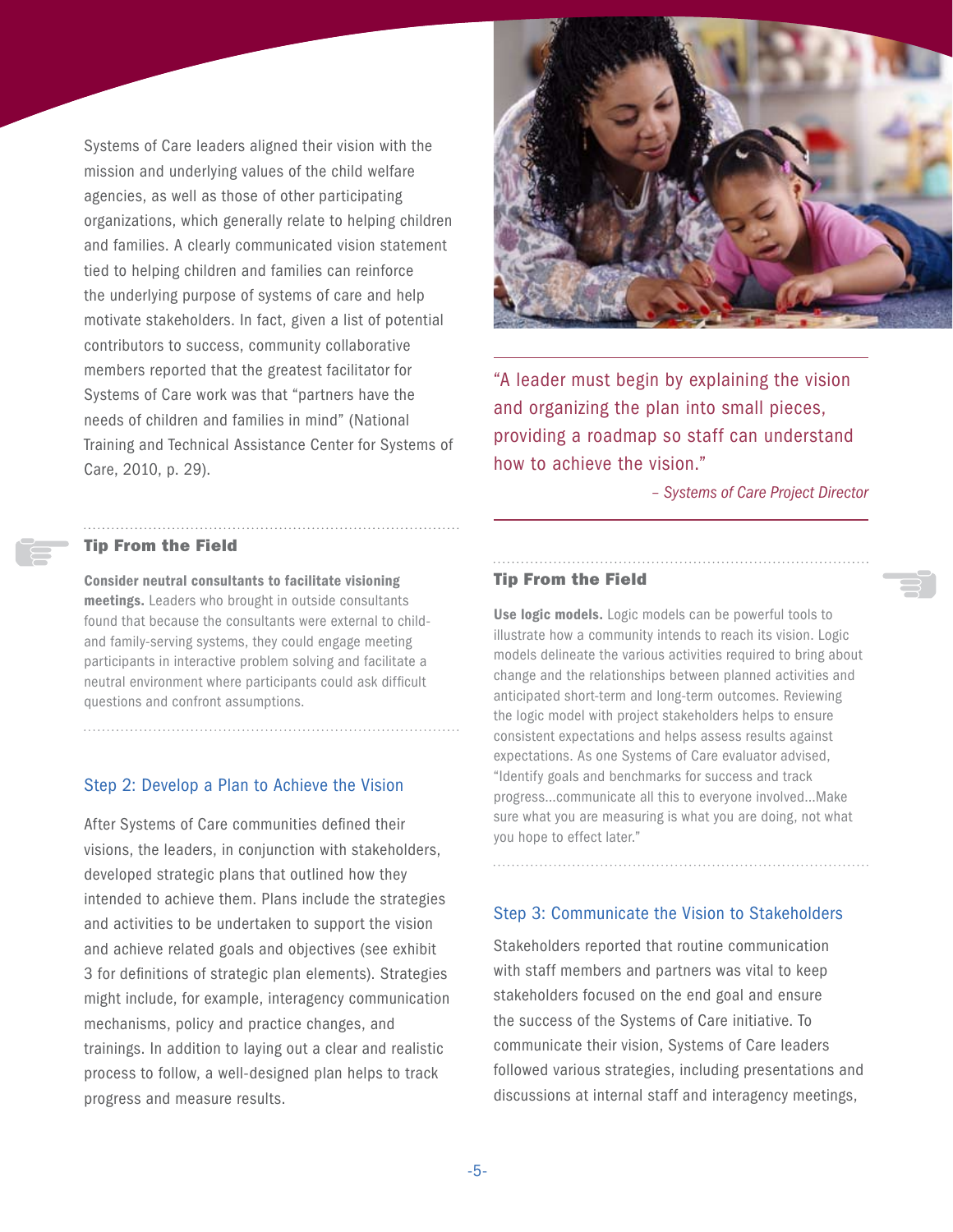Systems of Care leaders aligned their vision with the mission and underlying values of the child welfare agencies, as well as those of other participating organizations, which generally relate to helping children and families. A clearly communicated vision statement tied to helping children and families can reinforce the underlying purpose of systems of care and help motivate stakeholders. In fact, given a list of potential contributors to success, community collaborative members reported that the greatest facilitator for Systems of Care work was that "partners have the needs of children and families in mind" (National Training and Technical Assistance Center for Systems of Care, 2010, p. 29).

> "A leader must begin by explaining the vision and organizing the plan into small pieces, providing a roadmap so staff can understand how to achieve the vision."
>
> *– Systems of Care Project Director*

### Tip From the Field

**Consider neutral consultants to facilitate visioning meetings.** Leaders who brought in outside consultants found that because the consultants were external to child- and family-serving systems, they could engage meeting participants in interactive problem solving and facilitate a neutral environment where participants could ask difficult questions and confront assumptions.

## Step 2: Develop a Plan to Achieve the Vision

After Systems of Care communities defined their visions, the leaders, in conjunction with stakeholders, developed strategic plans that outlined how they intended to achieve them. Plans include the strategies and activities to be undertaken to support the vision and achieve related goals and objectives (see exhibit 3 for definitions of strategic plan elements). Strategies might include, for example, interagency communication mechanisms, policy and practice changes, and trainings. In addition to laying out a clear and realistic process to follow, a well-designed plan helps to track progress and measure results.

### Tip From the Field

**Use logic models.** Logic models can be powerful tools to illustrate how a community intends to reach its vision. Logic models delineate the various activities required to bring about change and the relationships between planned activities and anticipated short-term and long-term outcomes. Reviewing the logic model with project stakeholders helps to ensure consistent expectations and helps assess results against expectations. As one Systems of Care evaluator advised, "Identify goals and benchmarks for success and track progress...communicate all this to everyone involved...Make sure what you are measuring is what you are doing, not what you hope to effect later."

## Step 3: Communicate the Vision to Stakeholders

Stakeholders reported that routine communication with staff members and partners was vital to keep stakeholders focused on the end goal and ensure the success of the Systems of Care initiative. To communicate their vision, Systems of Care leaders followed various strategies, including presentations and discussions at internal staff and interagency meetings,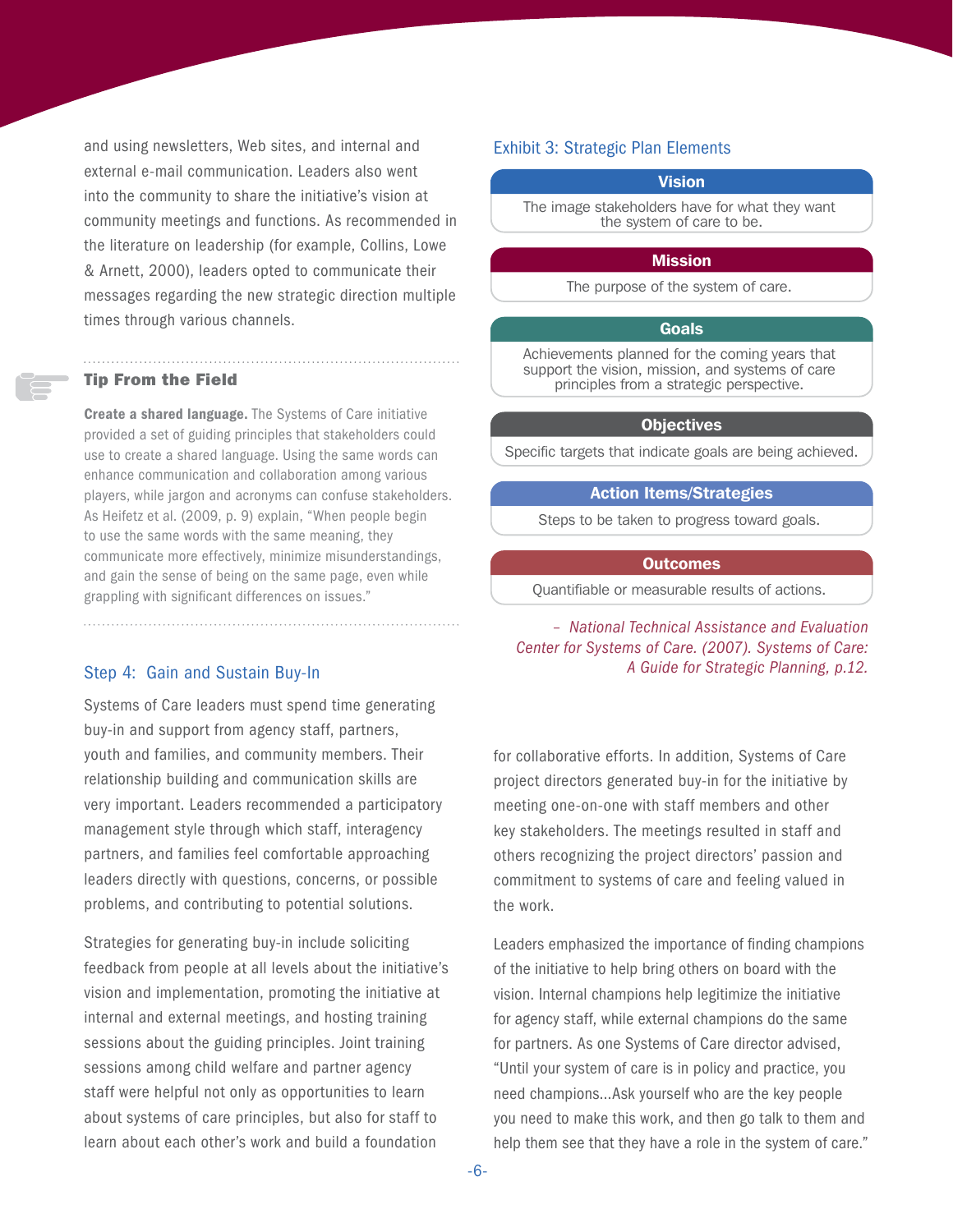and using newsletters, Web sites, and internal and external e-mail communication. Leaders also went into the community to share the initiative's vision at community meetings and functions. As recommended in the literature on leadership (for example, Collins, Lowe & Arnett, 2000), leaders opted to communicate their messages regarding the new strategic direction multiple times through various channels.

### Tip From the Field

**Create a shared language.** The Systems of Care initiative provided a set of guiding principles that stakeholders could use to create a shared language. Using the same words can enhance communication and collaboration among various players, while jargon and acronyms can confuse stakeholders. As Heifetz et al. (2009, p. 9) explain, "When people begin to use the same words with the same meaning, they communicate more effectively, minimize misunderstandings, and gain the sense of being on the same page, even while grappling with significant differences on issues."

### Exhibit 3: Strategic Plan Elements

**Vision**
The image stakeholders have for what they want the system of care to be.

**Mission**
The purpose of the system of care.

**Goals**
Achievements planned for the coming years that support the vision, mission, and systems of care principles from a strategic perspective.

**Objectives**
Specific targets that indicate goals are being achieved.

**Action Items/Strategies**
Steps to be taken to progress toward goals.

**Outcomes**
Quantifiable or measurable results of actions.

*– National Technical Assistance and Evaluation Center for Systems of Care. (2007). Systems of Care: A Guide for Strategic Planning, p.12.*

## Step 4: Gain and Sustain Buy-In

Systems of Care leaders must spend time generating buy-in and support from agency staff, partners, youth and families, and community members. Their relationship building and communication skills are very important. Leaders recommended a participatory management style through which staff, interagency partners, and families feel comfortable approaching leaders directly with questions, concerns, or possible problems, and contributing to potential solutions.

Strategies for generating buy-in include soliciting feedback from people at all levels about the initiative's vision and implementation, promoting the initiative at internal and external meetings, and hosting training sessions about the guiding principles. Joint training sessions among child welfare and partner agency staff were helpful not only as opportunities to learn about systems of care principles, but also for staff to learn about each other's work and build a foundation for collaborative efforts. In addition, Systems of Care project directors generated buy-in for the initiative by meeting one-on-one with staff members and other key stakeholders. The meetings resulted in staff and others recognizing the project directors' passion and commitment to systems of care and feeling valued in the work.

Leaders emphasized the importance of finding champions of the initiative to help bring others on board with the vision. Internal champions help legitimize the initiative for agency staff, while external champions do the same for partners. As one Systems of Care director advised, "Until your system of care is in policy and practice, you need champions...Ask yourself who are the key people you need to make this work, and then go talk to them and help them see that they have a role in the system of care."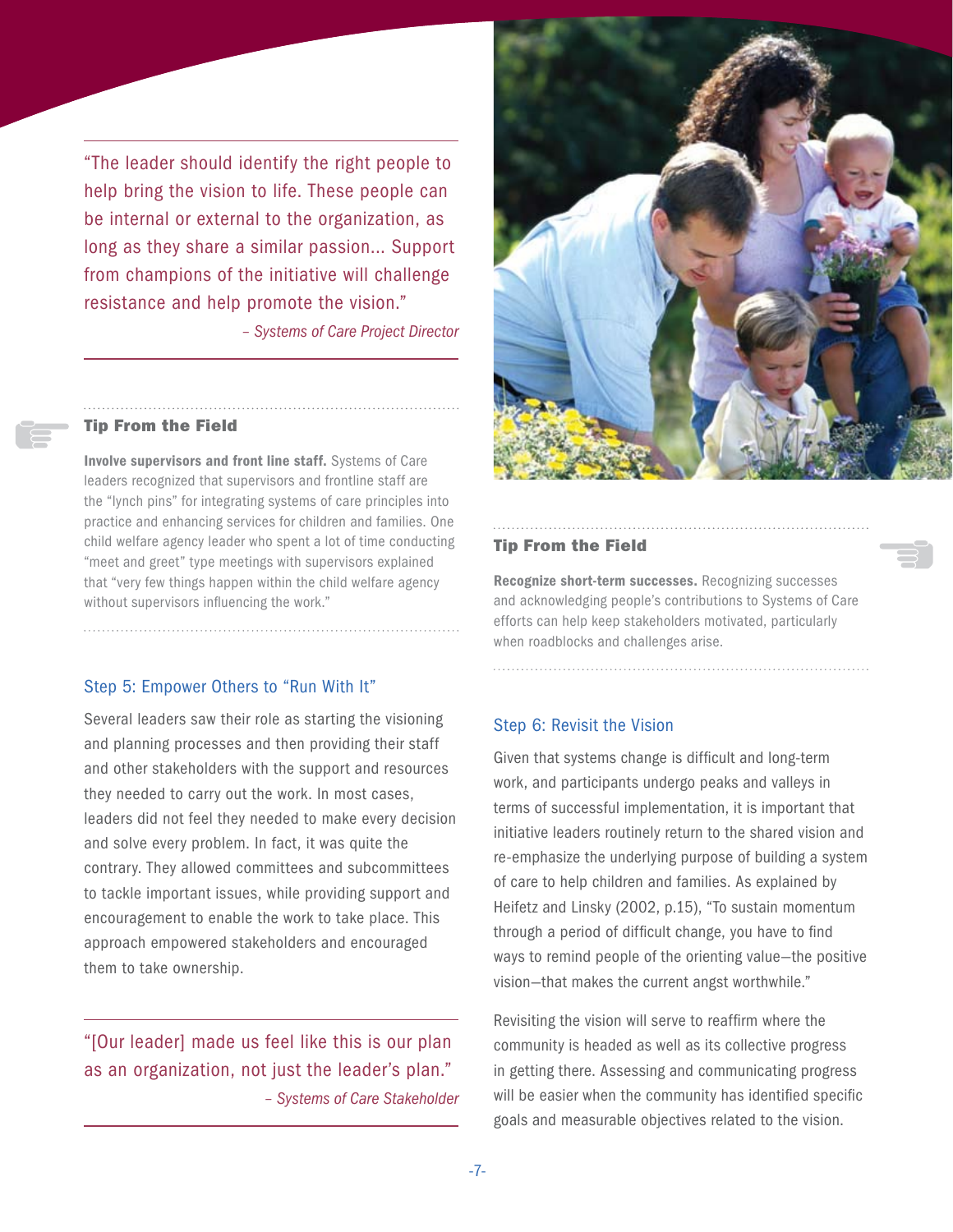> "The leader should identify the right people to help bring the vision to life. These people can be internal or external to the organization, as long as they share a similar passion... Support from champions of the initiative will challenge resistance and help promote the vision."
>
> *– Systems of Care Project Director*

**Tip From the Field**

**Involve supervisors and front line staff.** Systems of Care leaders recognized that supervisors and frontline staff are the "lynch pins" for integrating systems of care principles into practice and enhancing services for children and families. One child welfare agency leader who spent a lot of time conducting "meet and greet" type meetings with supervisors explained that "very few things happen within the child welfare agency without supervisors influencing the work."

### Step 5: Empower Others to "Run With It"

Several leaders saw their role as starting the visioning and planning processes and then providing their staff and other stakeholders with the support and resources they needed to carry out the work. In most cases, leaders did not feel they needed to make every decision and solve every problem. In fact, it was quite the contrary. They allowed committees and subcommittees to tackle important issues, while providing support and encouragement to enable the work to take place. This approach empowered stakeholders and encouraged them to take ownership.

> "[Our leader] made us feel like this is our plan as an organization, not just the leader's plan."
>
> *– Systems of Care Stakeholder*

**Tip From the Field**

**Recognize short-term successes.** Recognizing successes and acknowledging people's contributions to Systems of Care efforts can help keep stakeholders motivated, particularly when roadblocks and challenges arise.

### Step 6: Revisit the Vision

Given that systems change is difficult and long-term work, and participants undergo peaks and valleys in terms of successful implementation, it is important that initiative leaders routinely return to the shared vision and re-emphasize the underlying purpose of building a system of care to help children and families. As explained by Heifetz and Linsky (2002, p.15), "To sustain momentum through a period of difficult change, you have to find ways to remind people of the orienting value—the positive vision—that makes the current angst worthwhile."

Revisiting the vision will serve to reaffirm where the community is headed as well as its collective progress in getting there. Assessing and communicating progress will be easier when the community has identified specific goals and measurable objectives related to the vision.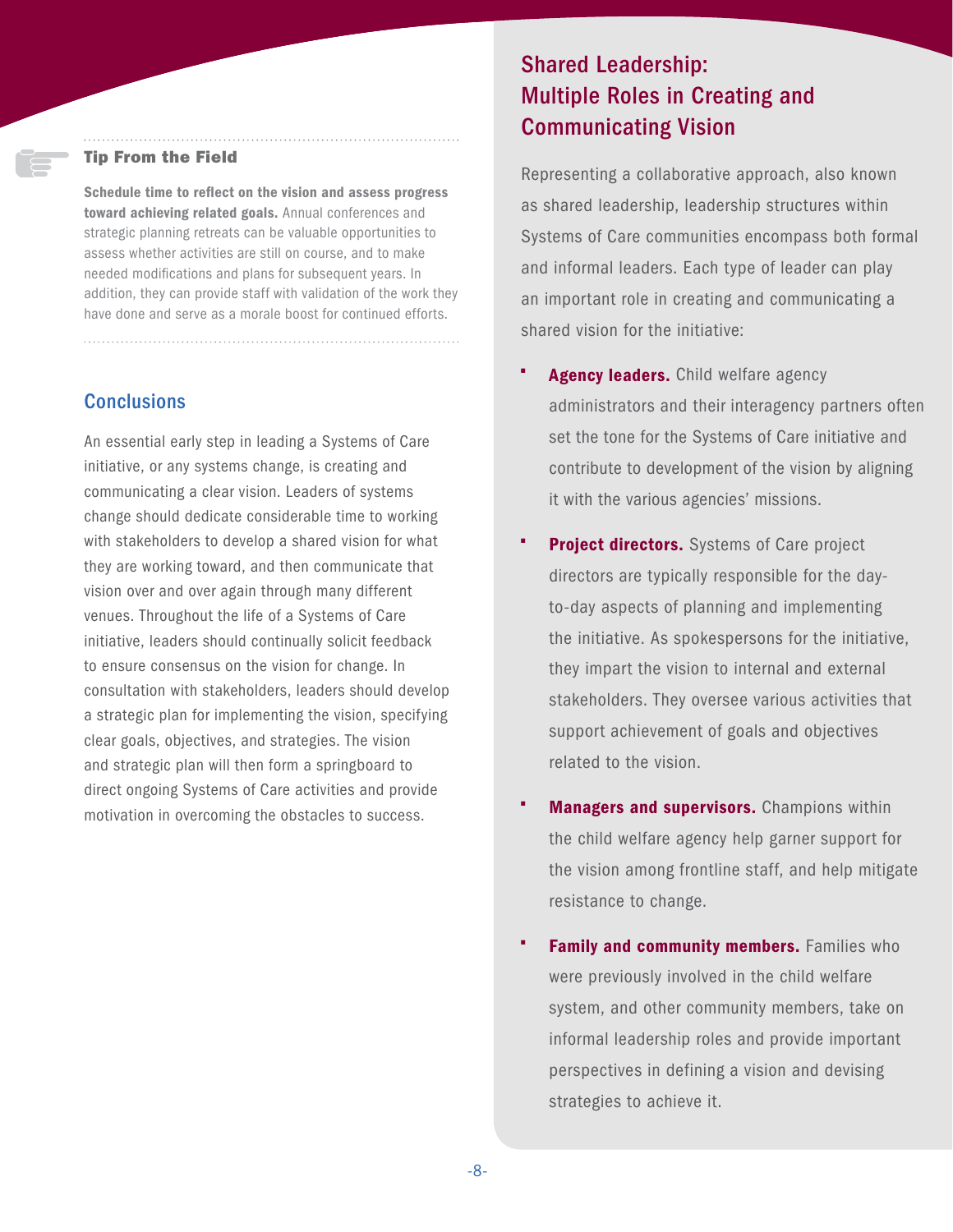### Tip From the Field

**Schedule time to reflect on the vision and assess progress toward achieving related goals.** Annual conferences and strategic planning retreats can be valuable opportunities to assess whether activities are still on course, and to make needed modifications and plans for subsequent years. In addition, they can provide staff with validation of the work they have done and serve as a morale boost for continued efforts.

## Conclusions

An essential early step in leading a Systems of Care initiative, or any systems change, is creating and communicating a clear vision. Leaders of systems change should dedicate considerable time to working with stakeholders to develop a shared vision for what they are working toward, and then communicate that vision over and over again through many different venues. Throughout the life of a Systems of Care initiative, leaders should continually solicit feedback to ensure consensus on the vision for change. In consultation with stakeholders, leaders should develop a strategic plan for implementing the vision, specifying clear goals, objectives, and strategies. The vision and strategic plan will then form a springboard to direct ongoing Systems of Care activities and provide motivation in overcoming the obstacles to success.

## Shared Leadership: Multiple Roles in Creating and Communicating Vision

Representing a collaborative approach, also known as shared leadership, leadership structures within Systems of Care communities encompass both formal and informal leaders. Each type of leader can play an important role in creating and communicating a shared vision for the initiative:

- **Agency leaders.** Child welfare agency administrators and their interagency partners often set the tone for the Systems of Care initiative and contribute to development of the vision by aligning it with the various agencies' missions.
- **Project directors.** Systems of Care project directors are typically responsible for the day-to-day aspects of planning and implementing the initiative. As spokespersons for the initiative, they impart the vision to internal and external stakeholders. They oversee various activities that support achievement of goals and objectives related to the vision.
- **Managers and supervisors.** Champions within the child welfare agency help garner support for the vision among frontline staff, and help mitigate resistance to change.
- **Family and community members.** Families who were previously involved in the child welfare system, and other community members, take on informal leadership roles and provide important perspectives in defining a vision and devising strategies to achieve it.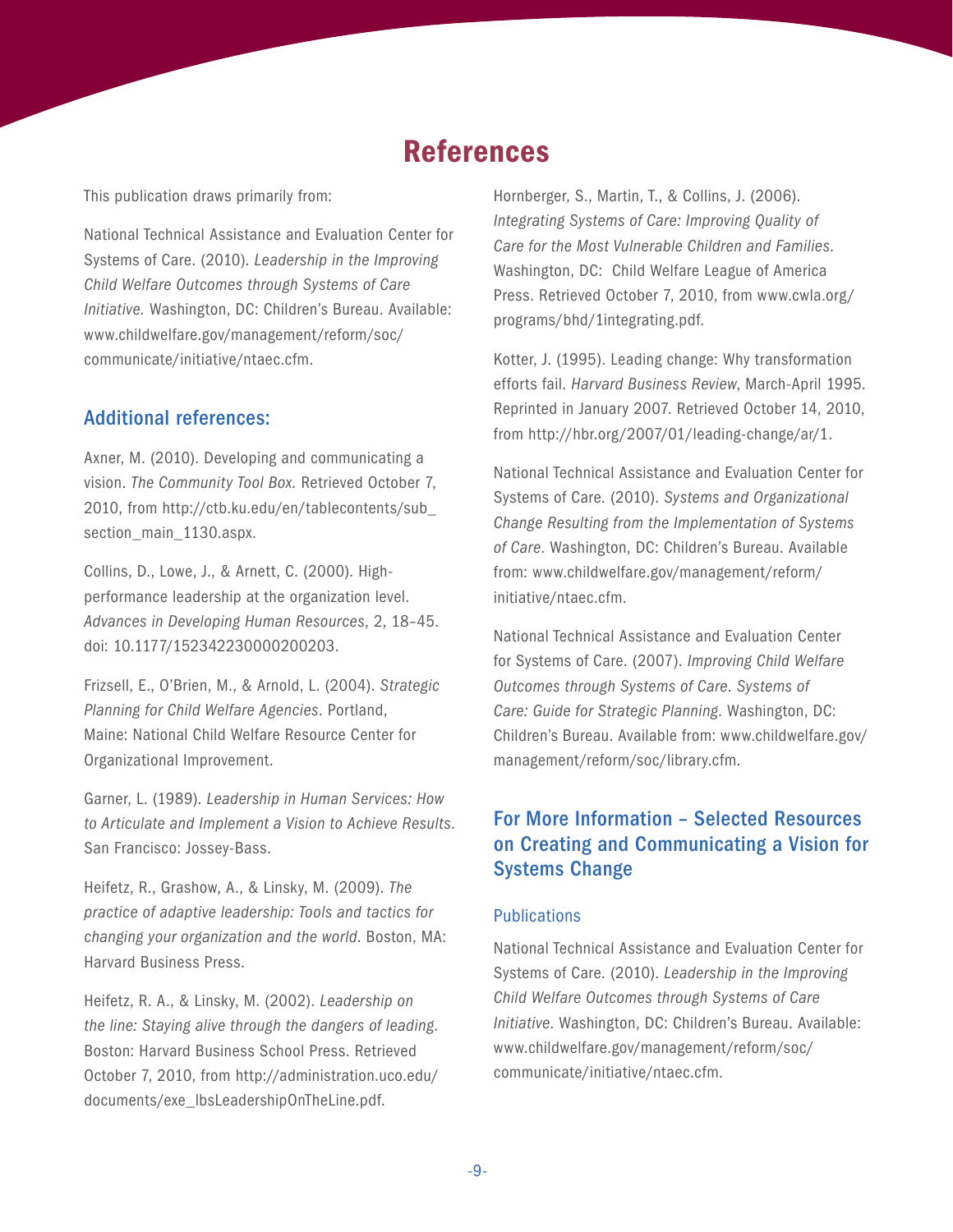# References

This publication draws primarily from:

National Technical Assistance and Evaluation Center for Systems of Care. (2010). *Leadership in the Improving Child Welfare Outcomes through Systems of Care Initiative.* Washington, DC: Children's Bureau. Available: www.childwelfare.gov/management/reform/soc/communicate/initiative/ntaec.cfm.

## Additional references:

Axner, M. (2010). Developing and communicating a vision. *The Community Tool Box.* Retrieved October 7, 2010, from http://ctb.ku.edu/en/tablecontents/sub_section_main_1130.aspx.

Collins, D., Lowe, J., & Arnett, C. (2000). High-performance leadership at the organization level. *Advances in Developing Human Resources*, 2, 18–45. doi: 10.1177/152342230000200203.

Frizsell, E., O'Brien, M., & Arnold, L. (2004). *Strategic Planning for Child Welfare Agencies*. Portland, Maine: National Child Welfare Resource Center for Organizational Improvement.

Garner, L. (1989). *Leadership in Human Services: How to Articulate and Implement a Vision to Achieve Results*. San Francisco: Jossey-Bass.

Heifetz, R., Grashow, A., & Linsky, M. (2009). *The practice of adaptive leadership: Tools and tactics for changing your organization and the world.* Boston, MA: Harvard Business Press.

Heifetz, R. A., & Linsky, M. (2002). *Leadership on the line: Staying alive through the dangers of leading.* Boston: Harvard Business School Press. Retrieved October 7, 2010, from http://administration.uco.edu/documents/exe_lbsLeadershipOnTheLine.pdf.

Hornberger, S., Martin, T., & Collins, J. (2006). *Integrating Systems of Care: Improving Quality of Care for the Most Vulnerable Children and Families*. Washington, DC: Child Welfare League of America Press. Retrieved October 7, 2010, from www.cwla.org/programs/bhd/1integrating.pdf.

Kotter, J. (1995). Leading change: Why transformation efforts fail. *Harvard Business Review*, March-April 1995. Reprinted in January 2007. Retrieved October 14, 2010, from http://hbr.org/2007/01/leading-change/ar/1.

National Technical Assistance and Evaluation Center for Systems of Care. (2010). *Systems and Organizational Change Resulting from the Implementation of Systems of Care*. Washington, DC: Children's Bureau. Available from: www.childwelfare.gov/management/reform/initiative/ntaec.cfm.

National Technical Assistance and Evaluation Center for Systems of Care. (2007). *Improving Child Welfare Outcomes through Systems of Care. Systems of Care: Guide for Strategic Planning*. Washington, DC: Children's Bureau. Available from: www.childwelfare.gov/management/reform/soc/library.cfm.

## For More Information – Selected Resources on Creating and Communicating a Vision for Systems Change

### Publications

National Technical Assistance and Evaluation Center for Systems of Care. (2010). *Leadership in the Improving Child Welfare Outcomes through Systems of Care Initiative*. Washington, DC: Children's Bureau. Available: www.childwelfare.gov/management/reform/soc/communicate/initiative/ntaec.cfm.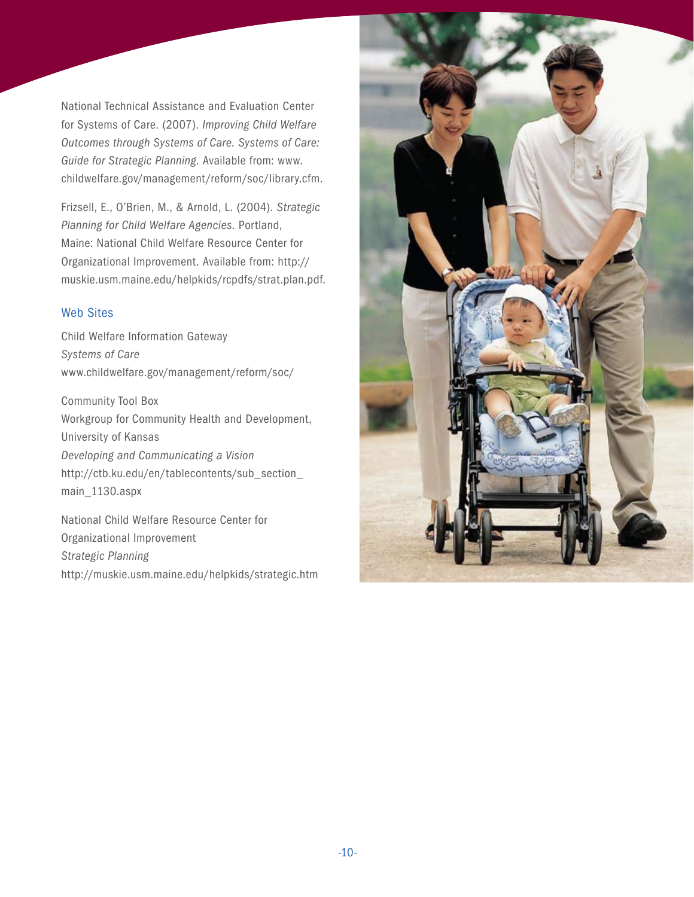National Technical Assistance and Evaluation Center for Systems of Care. (2007). *Improving Child Welfare Outcomes through Systems of Care. Systems of Care: Guide for Strategic Planning.* Available from: www.childwelfare.gov/management/reform/soc/library.cfm.

Frizsell, E., O'Brien, M., & Arnold, L. (2004). *Strategic Planning for Child Welfare Agencies*. Portland, Maine: National Child Welfare Resource Center for Organizational Improvement. Available from: http://muskie.usm.maine.edu/helpkids/rcpdfs/strat.plan.pdf.

## Web Sites

Child Welfare Information Gateway
*Systems of Care*
www.childwelfare.gov/management/reform/soc/

Community Tool Box
Workgroup for Community Health and Development, University of Kansas
*Developing and Communicating a Vision*
http://ctb.ku.edu/en/tablecontents/sub_section_main_1130.aspx

National Child Welfare Resource Center for Organizational Improvement
*Strategic Planning*
http://muskie.usm.maine.edu/helpkids/strategic.htm